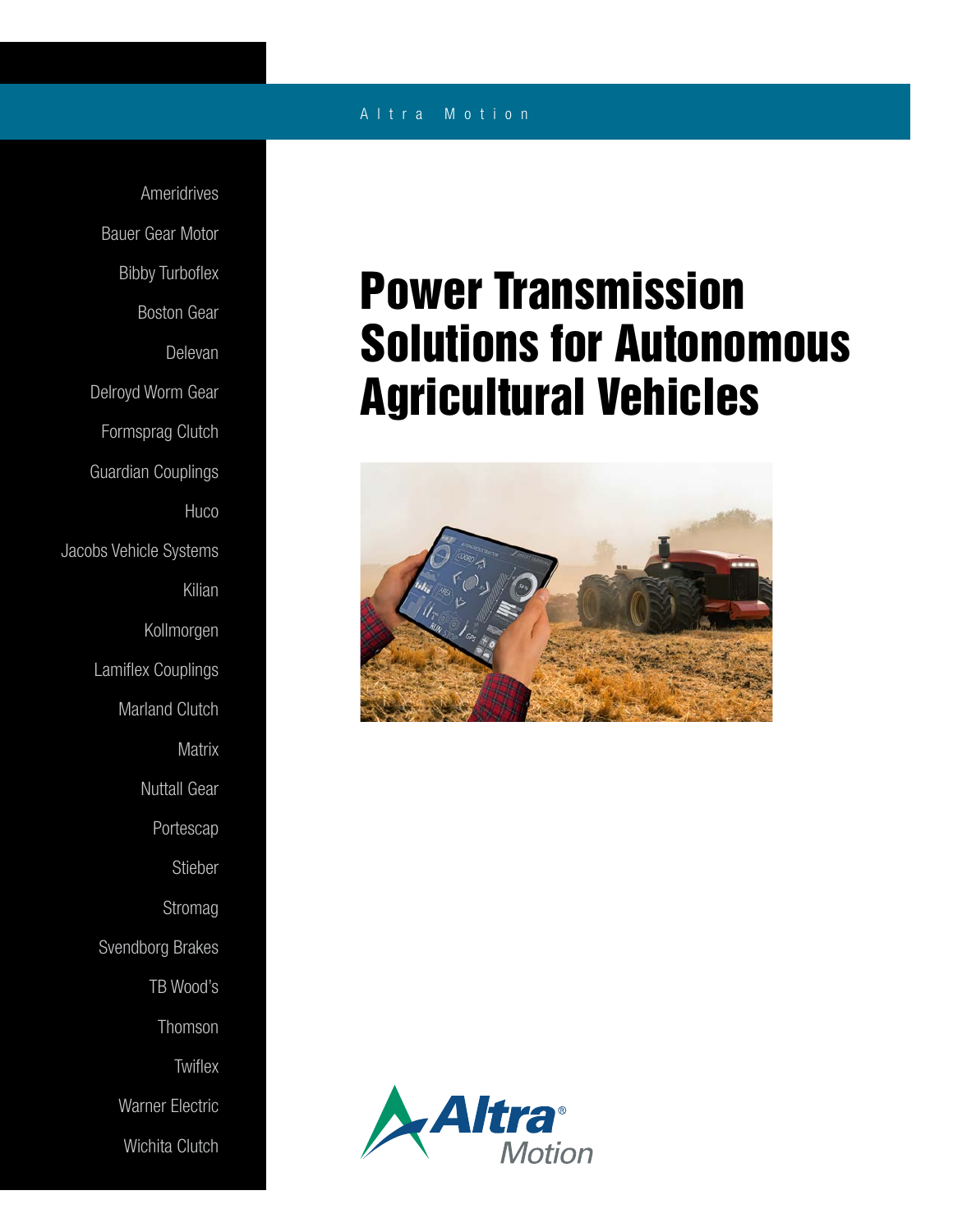Altra Motion

Ameridrives

Bauer Gear Motor

Bibby Turboflex

Boston Gear

Delevan

Delroyd Worm Gear

Formsprag Clutch

Guardian Couplings

Huco

Jacobs Vehicle Systems

Kilian

Kollmorgen

Lamiflex Couplings

Marland Clutch

Matrix

Nuttall Gear

Portescap

Stieber

Stromag

Svendborg Brakes

TB Wood's

Thomson

Twiflex

Warner Electric

Wichita Clutch

# Power Transmission Solutions for Autonomous Agricultural Vehicles

Altra® Motion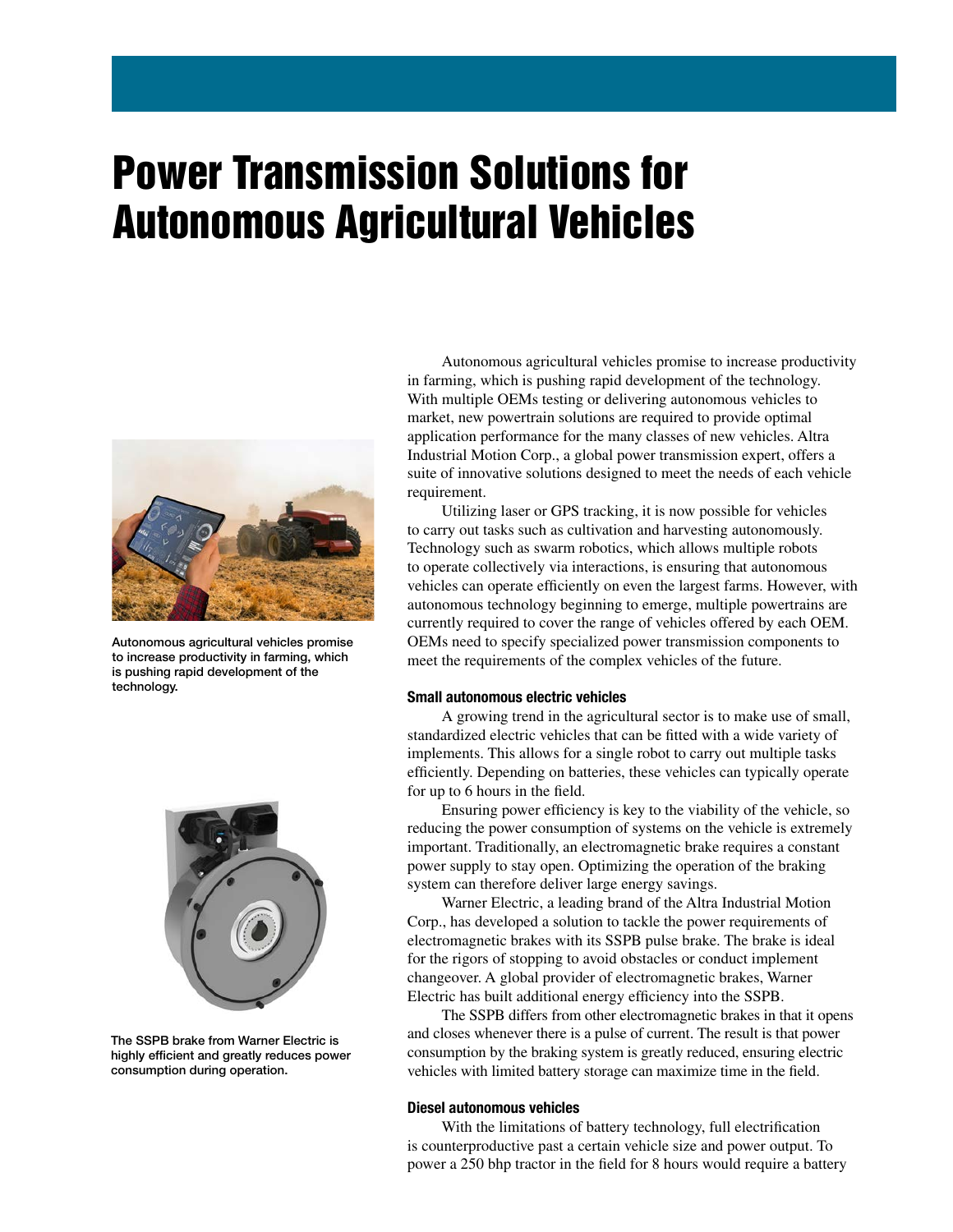# Power Transmission Solutions for Autonomous Agricultural Vehicles

Autonomous agricultural vehicles promise to increase productivity in farming, which is pushing rapid development of the technology.

The SSPB brake from Warner Electric is highly efficient and greatly reduces power consumption during operation.

Autonomous agricultural vehicles promise to increase productivity in farming, which is pushing rapid development of the technology. With multiple OEMs testing or delivering autonomous vehicles to market, new powertrain solutions are required to provide optimal application performance for the many classes of new vehicles. Altra Industrial Motion Corp., a global power transmission expert, offers a suite of innovative solutions designed to meet the needs of each vehicle requirement.

Utilizing laser or GPS tracking, it is now possible for vehicles to carry out tasks such as cultivation and harvesting autonomously. Technology such as swarm robotics, which allows multiple robots to operate collectively via interactions, is ensuring that autonomous vehicles can operate efficiently on even the largest farms. However, with autonomous technology beginning to emerge, multiple powertrains are currently required to cover the range of vehicles offered by each OEM. OEMs need to specify specialized power transmission components to meet the requirements of the complex vehicles of the future.

### Small autonomous electric vehicles

A growing trend in the agricultural sector is to make use of small, standardized electric vehicles that can be fitted with a wide variety of implements. This allows for a single robot to carry out multiple tasks efficiently. Depending on batteries, these vehicles can typically operate for up to 6 hours in the field.

Ensuring power efficiency is key to the viability of the vehicle, so reducing the power consumption of systems on the vehicle is extremely important. Traditionally, an electromagnetic brake requires a constant power supply to stay open. Optimizing the operation of the braking system can therefore deliver large energy savings.

Warner Electric, a leading brand of the Altra Industrial Motion Corp., has developed a solution to tackle the power requirements of electromagnetic brakes with its SSPB pulse brake. The brake is ideal for the rigors of stopping to avoid obstacles or conduct implement changeover. A global provider of electromagnetic brakes, Warner Electric has built additional energy efficiency into the SSPB.

The SSPB differs from other electromagnetic brakes in that it opens and closes whenever there is a pulse of current. The result is that power consumption by the braking system is greatly reduced, ensuring electric vehicles with limited battery storage can maximize time in the field.

### Diesel autonomous vehicles

With the limitations of battery technology, full electrification is counterproductive past a certain vehicle size and power output. To power a 250 bhp tractor in the field for 8 hours would require a battery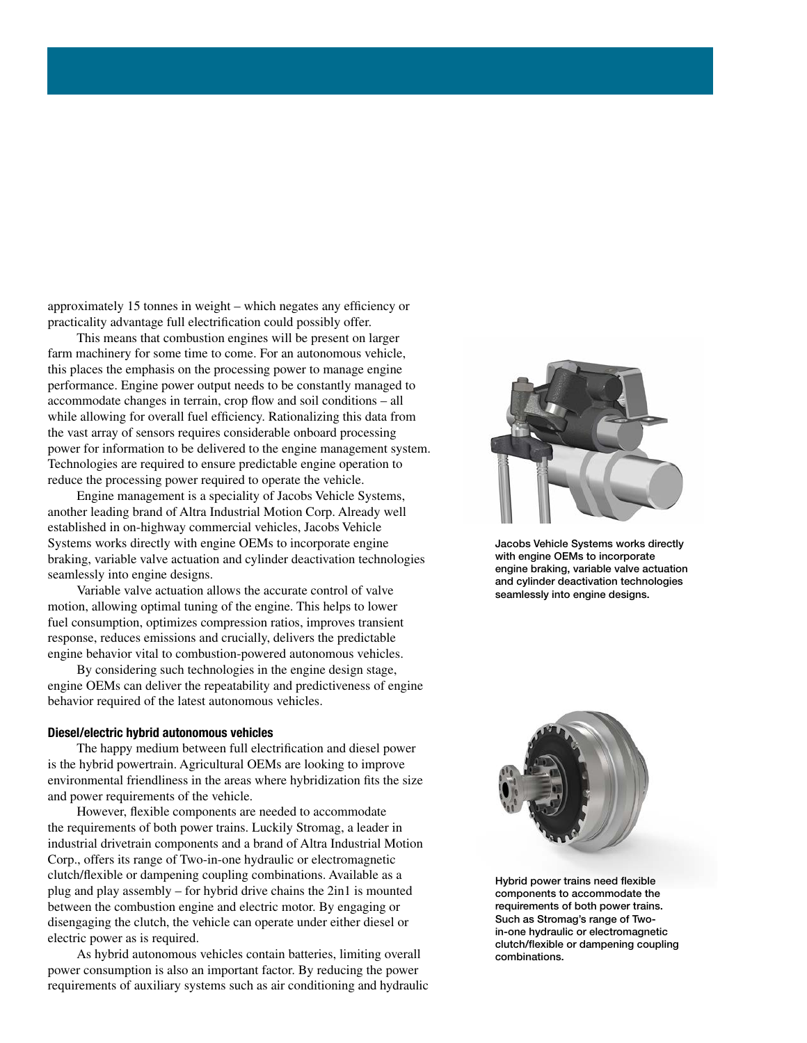approximately 15 tonnes in weight – which negates any efficiency or practicality advantage full electrification could possibly offer.

This means that combustion engines will be present on larger farm machinery for some time to come. For an autonomous vehicle, this places the emphasis on the processing power to manage engine performance. Engine power output needs to be constantly managed to accommodate changes in terrain, crop flow and soil conditions – all while allowing for overall fuel efficiency. Rationalizing this data from the vast array of sensors requires considerable onboard processing power for information to be delivered to the engine management system. Technologies are required to ensure predictable engine operation to reduce the processing power required to operate the vehicle.

Engine management is a speciality of Jacobs Vehicle Systems, another leading brand of Altra Industrial Motion Corp. Already well established in on-highway commercial vehicles, Jacobs Vehicle Systems works directly with engine OEMs to incorporate engine braking, variable valve actuation and cylinder deactivation technologies seamlessly into engine designs.

Variable valve actuation allows the accurate control of valve motion, allowing optimal tuning of the engine. This helps to lower fuel consumption, optimizes compression ratios, improves transient response, reduces emissions and crucially, delivers the predictable engine behavior vital to combustion-powered autonomous vehicles.

By considering such technologies in the engine design stage, engine OEMs can deliver the repeatability and predictiveness of engine behavior required of the latest autonomous vehicles.

**Jacobs Vehicle Systems works directly with engine OEMs to incorporate engine braking, variable valve actuation and cylinder deactivation technologies seamlessly into engine designs.**

#### Diesel/electric hybrid autonomous vehicles

The happy medium between full electrification and diesel power is the hybrid powertrain. Agricultural OEMs are looking to improve environmental friendliness in the areas where hybridization fits the size and power requirements of the vehicle.

However, flexible components are needed to accommodate the requirements of both power trains. Luckily Stromag, a leader in industrial drivetrain components and a brand of Altra Industrial Motion Corp., offers its range of Two-in-one hydraulic or electromagnetic clutch/flexible or dampening coupling combinations. Available as a plug and play assembly – for hybrid drive chains the 2in1 is mounted between the combustion engine and electric motor. By engaging or disengaging the clutch, the vehicle can operate under either diesel or electric power as is required.

As hybrid autonomous vehicles contain batteries, limiting overall power consumption is also an important factor. By reducing the power requirements of auxiliary systems such as air conditioning and hydraulic

**Hybrid power trains need flexible components to accommodate the requirements of both power trains. Such as Stromag's range of Two-in-one hydraulic or electromagnetic clutch/flexible or dampening coupling combinations.**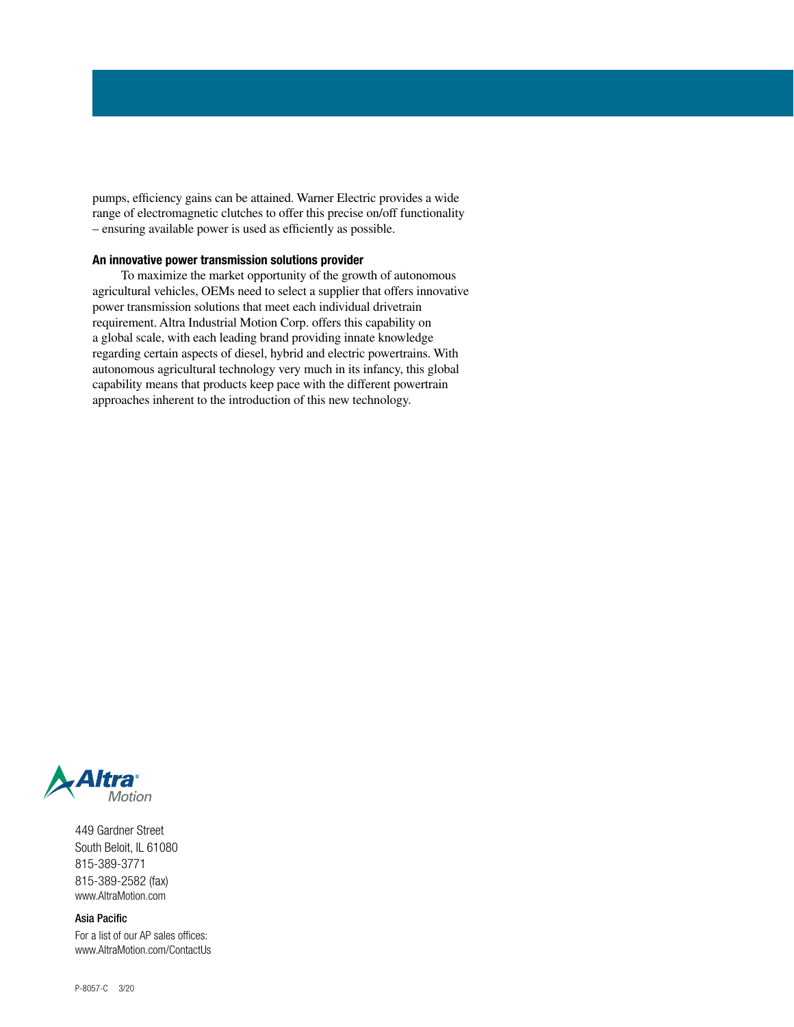pumps, efficiency gains can be attained. Warner Electric provides a wide range of electromagnetic clutches to offer this precise on/off functionality – ensuring available power is used as efficiently as possible.

**An innovative power transmission solutions provider**

To maximize the market opportunity of the growth of autonomous agricultural vehicles, OEMs need to select a supplier that offers innovative power transmission solutions that meet each individual drivetrain requirement. Altra Industrial Motion Corp. offers this capability on a global scale, with each leading brand providing innate knowledge regarding certain aspects of diesel, hybrid and electric powertrains. With autonomous agricultural technology very much in its infancy, this global capability means that products keep pace with the different powertrain approaches inherent to the introduction of this new technology.

Altra® Motion

449 Gardner Street
South Beloit, IL 61080
815-389-3771
815-389-2582 (fax)
www.AltraMotion.com

**Asia Pacific**

For a list of our AP sales offices:
www.AltraMotion.com/ContactUs

P-8057-C 3/20